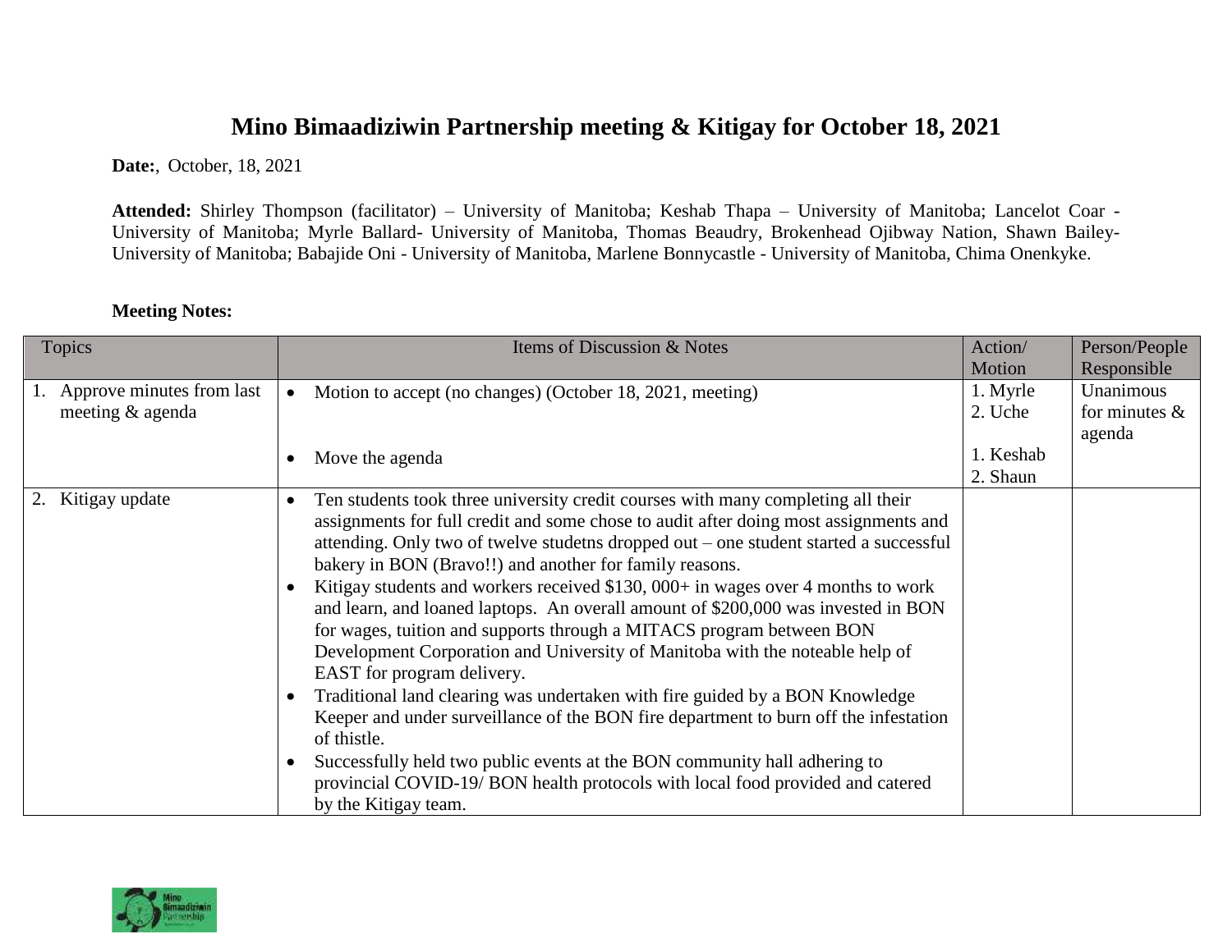# Mino Bimaadiziwin Partnership meeting & Kitigay for October 18, 2021

**Date:**, October, 18, 2021

**Attended:** Shirley Thompson (facilitator) – University of Manitoba; Keshab Thapa – University of Manitoba; Lancelot Coar - University of Manitoba; Myrle Ballard- University of Manitoba, Thomas Beaudry, Brokenhead Ojibway Nation, Shawn Bailey- University of Manitoba; Babajide Oni - University of Manitoba, Marlene Bonnycastle - University of Manitoba, Chima Onenkyke.

**Meeting Notes:**

| Topics | Items of Discussion & Notes | Action/ Motion | Person/People Responsible |
|---|---|---|---|
| 1. Approve minutes from last meeting & agenda | • Motion to accept (no changes) (October 18, 2021, meeting)<br><br>• Move the agenda | 1. Myrle<br>2. Uche<br><br>1. Keshab<br>2. Shaun | Unanimous for minutes & agenda |
| 2. Kitigay update | • Ten students took three university credit courses with many completing all their assignments for full credit and some chose to audit after doing most assignments and attending. Only two of twelve studetns dropped out – one student started a successful bakery in BON (Bravo!!) and another for family reasons.<br>• Kitigay students and workers received $130, 000+ in wages over 4 months to work and learn, and loaned laptops. An overall amount of $200,000 was invested in BON for wages, tuition and supports through a MITACS program between BON Development Corporation and University of Manitoba with the noteable help of EAST for program delivery.<br>• Traditional land clearing was undertaken with fire guided by a BON Knowledge Keeper and under surveillance of the BON fire department to burn off the infestation of thistle.<br>• Successfully held two public events at the BON community hall adhering to provincial COVID-19/ BON health protocols with local food provided and catered by the Kitigay team. | | |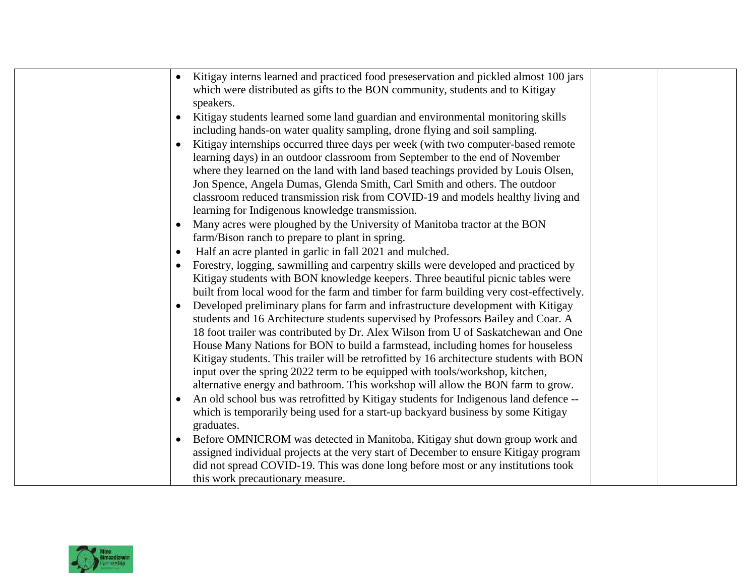| | | | |
|---|---|---|---|
| | • Kitigay interns learned and practiced food preseservation and pickled almost 100 jars which were distributed as gifts to the BON community, students and to Kitigay speakers.<br>• Kitigay students learned some land guardian and environmental monitoring skills including hands-on water quality sampling, drone flying and soil sampling.<br>• Kitigay internships occurred three days per week (with two computer-based remote learning days) in an outdoor classroom from September to the end of November where they learned on the land with land based teachings provided by Louis Olsen, Jon Spence, Angela Dumas, Glenda Smith, Carl Smith and others. The outdoor classroom reduced transmission risk from COVID-19 and models healthy living and learning for Indigenous knowledge transmission.<br>• Many acres were ploughed by the University of Manitoba tractor at the BON farm/Bison ranch to prepare to plant in spring.<br>• Half an acre planted in garlic in fall 2021 and mulched.<br>• Forestry, logging, sawmilling and carpentry skills were developed and practiced by Kitigay students with BON knowledge keepers. Three beautiful picnic tables were built from local wood for the farm and timber for farm building very cost-effectively.<br>• Developed preliminary plans for farm and infrastructure development with Kitigay students and 16 Architecture students supervised by Professors Bailey and Coar. A 18 foot trailer was contributed by Dr. Alex Wilson from U of Saskatchewan and One House Many Nations for BON to build a farmstead, including homes for houseless Kitigay students. This trailer will be retrofitted by 16 architecture students with BON input over the spring 2022 term to be equipped with tools/workshop, kitchen, alternative energy and bathroom. This workshop will allow the BON farm to grow.<br>• An old school bus was retrofitted by Kitigay students for Indigenous land defence -- which is temporarily being used for a start-up backyard business by some Kitigay graduates.<br>• Before OMNICROM was detected in Manitoba, Kitigay shut down group work and assigned individual projects at the very start of December to ensure Kitigay program did not spread COVID-19. This was done long before most or any institutions took this work precautionary measure. | | |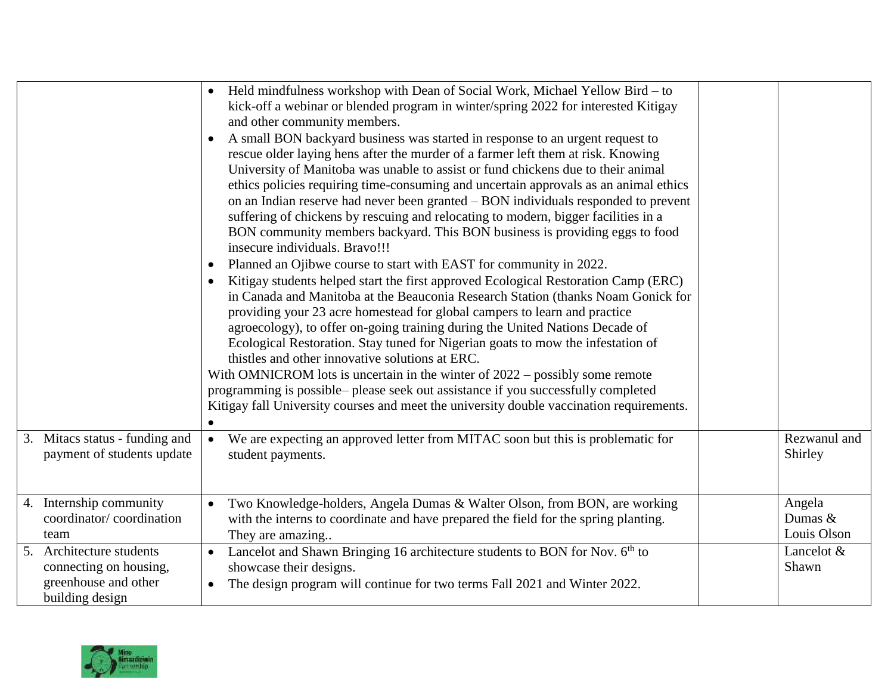| | | | |
|---|---|---|---|
| | • Held mindfulness workshop with Dean of Social Work, Michael Yellow Bird – to kick-off a webinar or blended program in winter/spring 2022 for interested Kitigay and other community members.<br>• A small BON backyard business was started in response to an urgent request to rescue older laying hens after the murder of a farmer left them at risk. Knowing University of Manitoba was unable to assist or fund chickens due to their animal ethics policies requiring time-consuming and uncertain approvals as an animal ethics on an Indian reserve had never been granted – BON individuals responded to prevent suffering of chickens by rescuing and relocating to modern, bigger facilities in a BON community members backyard. This BON business is providing eggs to food insecure individuals. Bravo!!!<br>• Planned an Ojibwe course to start with EAST for community in 2022.<br>• Kitigay students helped start the first approved Ecological Restoration Camp (ERC) in Canada and Manitoba at the Beauconia Research Station (thanks Noam Gonick for providing your 23 acre homestead for global campers to learn and practice agroecology), to offer on-going training during the United Nations Decade of Ecological Restoration. Stay tuned for Nigerian goats to mow the infestation of thistles and other innovative solutions at ERC.<br>With OMNICROM lots is uncertain in the winter of 2022 – possibly some remote programming is possible– please seek out assistance if you successfully completed Kitigay fall University courses and meet the university double vaccination requirements.<br>• | | |
| 3. Mitacs status - funding and payment of students update | • We are expecting an approved letter from MITAC soon but this is problematic for student payments. | | Rezwanul and Shirley |
| 4. Internship community coordinator/ coordination team | • Two Knowledge-holders, Angela Dumas & Walter Olson, from BON, are working with the interns to coordinate and have prepared the field for the spring planting. They are amazing.. | | Angela Dumas & Louis Olson |
| 5. Architecture students connecting on housing, greenhouse and other building design | • Lancelot and Shawn Bringing 16 architecture students to BON for Nov. 6th to showcase their designs.<br>• The design program will continue for two terms Fall 2021 and Winter 2022. | | Lancelot & Shawn |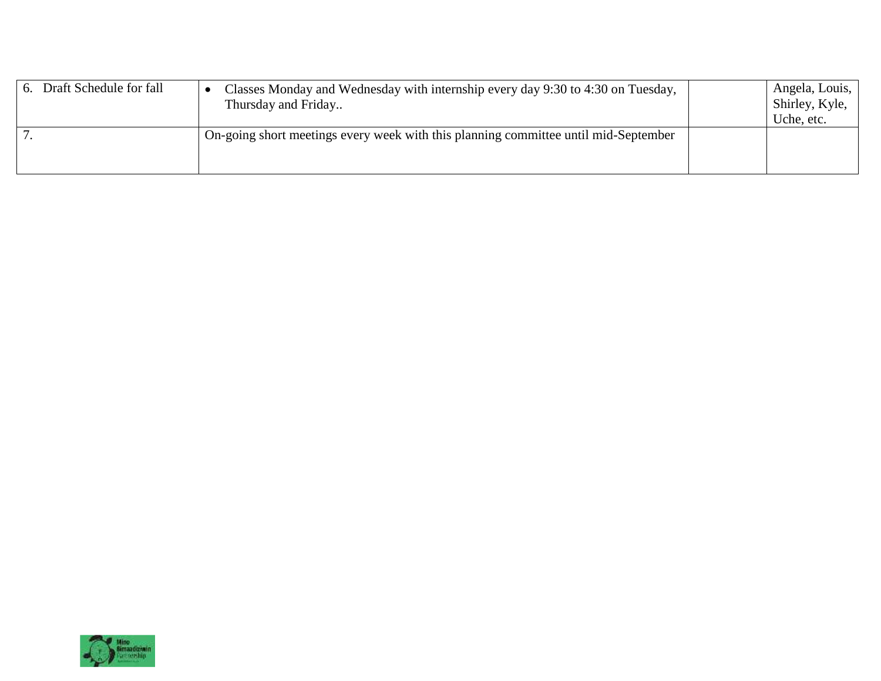| | | | |
|---|---|---|---|
| 6. Draft Schedule for fall | • Classes Monday and Wednesday with internship every day 9:30 to 4:30 on Tuesday, Thursday and Friday.. | | Angela, Louis, Shirley, Kyle, Uche, etc. |
| 7. | On-going short meetings every week with this planning committee until mid-September | | |